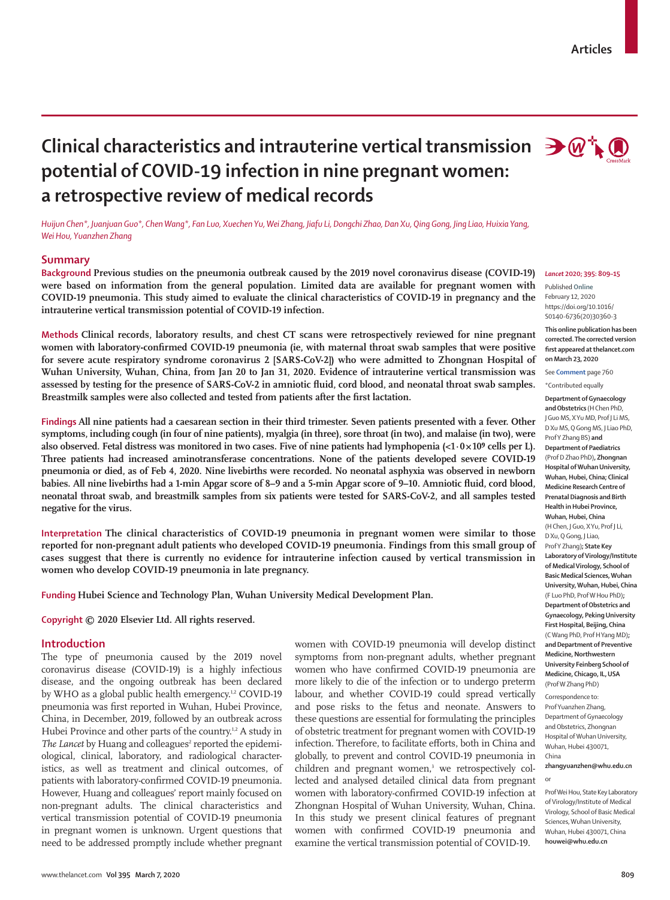# Clinical characteristics and intrauterine vertical transmission potential of COVID-19 infection in nine pregnant women: a retrospective review of medical records

*Huijun Chen\*, Juanjuan Guo\*, Chen Wang\*, Fan Luo, Xuechen Yu, Wei Zhang, Jiafu Li, Dongchi Zhao, Dan Xu, Qing Gong, Jing Liao, Huixia Yang, Wei Hou, Yuanzhen Zhang*

## Summary

**Background** Previous studies on the pneumonia outbreak caused by the 2019 novel coronavirus disease (COVID-19) were based on information from the general population. Limited data are available for pregnant women with COVID-19 pneumonia. This study aimed to evaluate the clinical characteristics of COVID-19 in pregnancy and the intrauterine vertical transmission potential of COVID-19 infection.

**Methods** Clinical records, laboratory results, and chest CT scans were retrospectively reviewed for nine pregnant women with laboratory-confirmed COVID-19 pneumonia (ie, with maternal throat swab samples that were positive for severe acute respiratory syndrome coronavirus 2 [SARS-CoV-2]) who were admitted to Zhongnan Hospital of Wuhan University, Wuhan, China, from Jan 20 to Jan 31, 2020. Evidence of intrauterine vertical transmission was assessed by testing for the presence of SARS-CoV-2 in amniotic fluid, cord blood, and neonatal throat swab samples. Breastmilk samples were also collected and tested from patients after the first lactation.

**Findings** All nine patients had a caesarean section in their third trimester. Seven patients presented with a fever. Other symptoms, including cough (in four of nine patients), myalgia (in three), sore throat (in two), and malaise (in two), were also observed. Fetal distress was monitored in two cases. Five of nine patients had lymphopenia ($<1\cdot0\times10^9$ cells per L). Three patients had increased aminotransferase concentrations. None of the patients developed severe COVID-19 pneumonia or died, as of Feb 4, 2020. Nine livebirths were recorded. No neonatal asphyxia was observed in newborn babies. All nine livebirths had a 1-min Apgar score of 8–9 and a 5-min Apgar score of 9–10. Amniotic fluid, cord blood, neonatal throat swab, and breastmilk samples from six patients were tested for SARS-CoV-2, and all samples tested negative for the virus.

**Interpretation** The clinical characteristics of COVID-19 pneumonia in pregnant women were similar to those reported for non-pregnant adult patients who developed COVID-19 pneumonia. Findings from this small group of cases suggest that there is currently no evidence for intrauterine infection caused by vertical transmission in women who develop COVID-19 pneumonia in late pregnancy.

**Funding** Hubei Science and Technology Plan, Wuhan University Medical Development Plan.

**Copyright** © 2020 Elsevier Ltd. All rights reserved.

*Lancet* 2020; 395: 809–15

Published Online February 12, 2020 https://doi.org/10.1016/S0140-6736(20)30360-3

**This online publication has been corrected. The corrected version first appeared at thelancet.com on March 23, 2020**

See **Comment** page 760

\*Contributed equally

**Department of Gynaecology and Obstetrics** (H Chen PhD, J Guo MS, X Yu MD, Prof J Li MS, D Xu MS, Q Gong MS, J Liao PhD, Prof Y Zhang BS) **and Department of Paediatrics** (Prof D Zhao PhD)**, Zhongnan Hospital of Wuhan University, Wuhan, Hubei, China; Clinical Medicine Research Centre of Prenatal Diagnosis and Birth Health in Hubei Province, Wuhan, Hubei, China** (H Chen, J Guo, X Yu, Prof J Li, D Xu, Q Gong, J Liao, Prof Y Zhang)**; State Key Laboratory of Virology/Institute of Medical Virology, School of Basic Medical Sciences, Wuhan University, Wuhan, Hubei, China** (F Luo PhD, Prof W Hou PhD)**; Department of Obstetrics and Gynaecology, Peking University First Hospital, Beijing, China** (C Wang PhD, Prof H Yang MD)**; and Department of Preventive Medicine, Northwestern University Feinberg School of Medicine, Chicago, IL, USA** (Prof W Zhang PhD)

Correspondence to: Prof Yuanzhen Zhang, Department of Gynaecology and Obstetrics, Zhongnan Hospital of Wuhan University, Wuhan, Hubei 430071, China **zhangyuanzhen@whu.edu.cn**

or

Prof Wei Hou, State Key Laboratory of Virology/Institute of Medical Virology, School of Basic Medical Sciences, Wuhan University, Wuhan, Hubei 430071, China **houwei@whu.edu.cn**

## Introduction

The type of pneumonia caused by the 2019 novel coronavirus disease (COVID-19) is a highly infectious disease, and the ongoing outbreak has been declared by WHO as a global public health emergency.[1,2] COVID-19 pneumonia was first reported in Wuhan, Hubei Province, China, in December, 2019, followed by an outbreak across Hubei Province and other parts of the country.[1,2] A study in *The Lancet* by Huang and colleagues[2] reported the epidemiological, clinical, laboratory, and radiological characteristics, as well as treatment and clinical outcomes, of patients with laboratory-confirmed COVID-19 pneumonia. However, Huang and colleagues' report mainly focused on non-pregnant adults. The clinical characteristics and vertical transmission potential of COVID-19 pneumonia in pregnant women is unknown. Urgent questions that need to be addressed promptly include whether pregnant women with COVID-19 pneumonia will develop distinct symptoms from non-pregnant adults, whether pregnant women who have confirmed COVID-19 pneumonia are more likely to die of the infection or to undergo preterm labour, and whether COVID-19 could spread vertically and pose risks to the fetus and neonate. Answers to these questions are essential for formulating the principles of obstetric treatment for pregnant women with COVID-19 infection. Therefore, to facilitate efforts, both in China and globally, to prevent and control COVID-19 pneumonia in children and pregnant women,[3] we retrospectively collected and analysed detailed clinical data from pregnant women with laboratory-confirmed COVID-19 infection at Zhongnan Hospital of Wuhan University, Wuhan, China. In this study we present clinical features of pregnant women with confirmed COVID-19 pneumonia and examine the vertical transmission potential of COVID-19.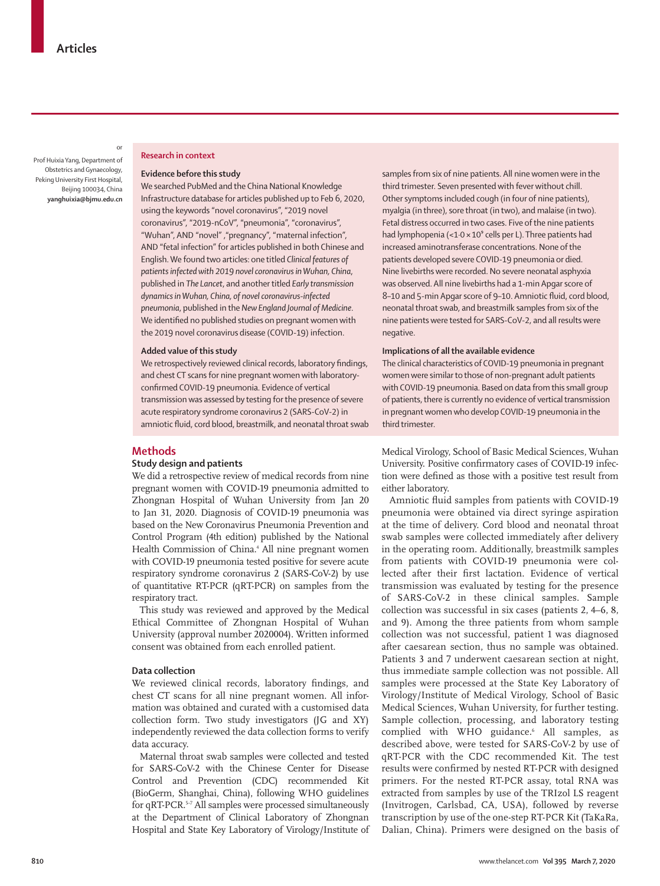or

Prof Huixia Yang, Department of Obstetrics and Gynaecology, Peking University First Hospital, Beijing 100034, China
**yanghuixia@bjmu.edu.cn**

## Research in context

### Evidence before this study

We searched PubMed and the China National Knowledge Infrastructure database for articles published up to Feb 6, 2020, using the keywords "novel coronavirus", "2019 novel coronavirus", "2019-nCoV", "pneumonia", "coronavirus", "Wuhan", AND "novel" ,"pregnancy", "maternal infection", AND "fetal infection" for articles published in both Chinese and English. We found two articles: one titled *Clinical features of patients infected with 2019 novel coronavirus in Wuhan, China*, published in *The Lancet*, and another titled *Early transmission dynamics in Wuhan, China, of novel coronavirus-infected pneumonia*, published in the *New England Journal of Medicine*. We identified no published studies on pregnant women with the 2019 novel coronavirus disease (COVID-19) infection.

### Added value of this study

We retrospectively reviewed clinical records, laboratory findings, and chest CT scans for nine pregnant women with laboratory-confirmed COVID-19 pneumonia. Evidence of vertical transmission was assessed by testing for the presence of severe acute respiratory syndrome coronavirus 2 (SARS-CoV-2) in amniotic fluid, cord blood, breastmilk, and neonatal throat swab samples from six of nine patients. All nine women were in the third trimester. Seven presented with fever without chill. Other symptoms included cough (in four of nine patients), myalgia (in three), sore throat (in two), and malaise (in two). Fetal distress occurred in two cases. Five of the nine patients had lymphopenia ($<1·0 \times 10^9$ cells per L). Three patients had increased aminotransferase concentrations. None of the patients developed severe COVID-19 pneumonia or died. Nine livebirths were recorded. No severe neonatal asphyxia was observed. All nine livebirths had a 1-min Apgar score of 8–10 and 5-min Apgar score of 9–10. Amniotic fluid, cord blood, neonatal throat swab, and breastmilk samples from six of the nine patients were tested for SARS-CoV-2, and all results were negative.

### Implications of all the available evidence

The clinical characteristics of COVID-19 pneumonia in pregnant women were similar to those of non-pregnant adult patients with COVID-19 pneumonia. Based on data from this small group of patients, there is currently no evidence of vertical transmission in pregnant women who develop COVID-19 pneumonia in the third trimester.

## Methods

### Study design and patients

We did a retrospective review of medical records from nine pregnant women with COVID-19 pneumonia admitted to Zhongnan Hospital of Wuhan University from Jan 20 to Jan 31, 2020. Diagnosis of COVID-19 pneumonia was based on the New Coronavirus Pneumonia Prevention and Control Program (4th edition) published by the National Health Commission of China.[4] All nine pregnant women with COVID-19 pneumonia tested positive for severe acute respiratory syndrome coronavirus 2 (SARS-CoV-2) by use of quantitative RT-PCR (qRT-PCR) on samples from the respiratory tract.

This study was reviewed and approved by the Medical Ethical Committee of Zhongnan Hospital of Wuhan University (approval number 2020004). Written informed consent was obtained from each enrolled patient.

### Data collection

We reviewed clinical records, laboratory findings, and chest CT scans for all nine pregnant women. All information was obtained and curated with a customised data collection form. Two study investigators (JG and XY) independently reviewed the data collection forms to verify data accuracy.

Maternal throat swab samples were collected and tested for SARS-CoV-2 with the Chinese Center for Disease Control and Prevention (CDC) recommended Kit (BioGerm, Shanghai, China), following WHO guidelines for qRT-PCR.[5–7] All samples were processed simultaneously at the Department of Clinical Laboratory of Zhongnan Hospital and State Key Laboratory of Virology/Institute of Medical Virology, School of Basic Medical Sciences, Wuhan University. Positive confirmatory cases of COVID-19 infection were defined as those with a positive test result from either laboratory.

Amniotic fluid samples from patients with COVID-19 pneumonia were obtained via direct syringe aspiration at the time of delivery. Cord blood and neonatal throat swab samples were collected immediately after delivery in the operating room. Additionally, breastmilk samples from patients with COVID-19 pneumonia were collected after their first lactation. Evidence of vertical transmission was evaluated by testing for the presence of SARS-CoV-2 in these clinical samples. Sample collection was successful in six cases (patients 2, 4–6, 8, and 9). Among the three patients from whom sample collection was not successful, patient 1 was diagnosed after caesarean section, thus no sample was obtained. Patients 3 and 7 underwent caesarean section at night, thus immediate sample collection was not possible. All samples were processed at the State Key Laboratory of Virology/Institute of Medical Virology, School of Basic Medical Sciences, Wuhan University, for further testing. Sample collection, processing, and laboratory testing complied with WHO guidance.[6] All samples, as described above, were tested for SARS-CoV-2 by use of qRT-PCR with the CDC recommended Kit. The test results were confirmed by nested RT-PCR with designed primers. For the nested RT-PCR assay, total RNA was extracted from samples by use of the TRIzol LS reagent (Invitrogen, Carlsbad, CA, USA), followed by reverse transcription by use of the one-step RT-PCR Kit (TaKaRa, Dalian, China). Primers were designed on the basis of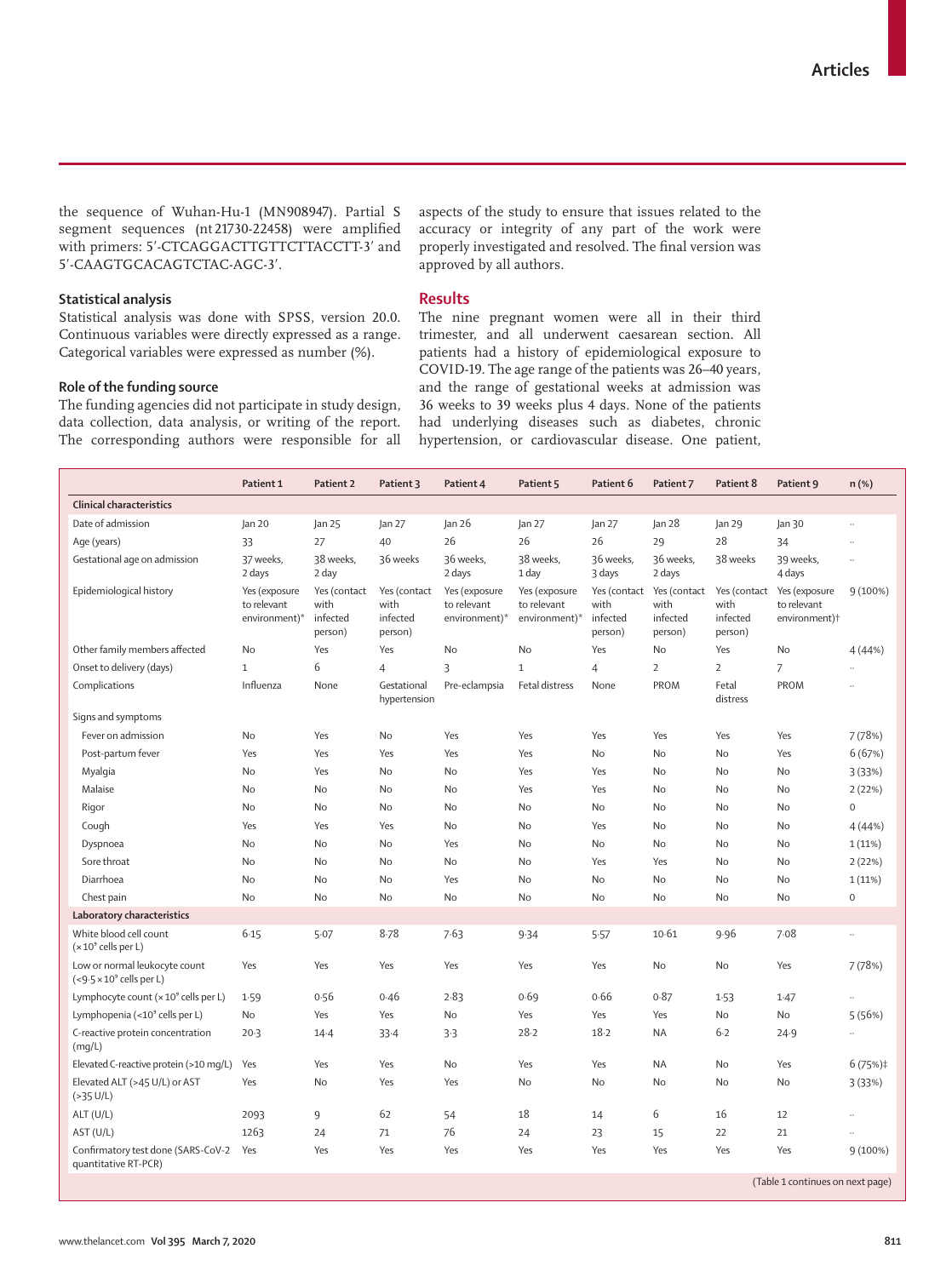the sequence of Wuhan-Hu-1 (MN908947). Partial S segment sequences (nt 21730-22458) were amplified with primers: 5′-CTCAGGACTTGTTCTTACCTT-3′ and 5′-CAAGTGCACAGTCTAC-AGC-3′.

### Statistical analysis

Statistical analysis was done with SPSS, version 20.0. Continuous variables were directly expressed as a range. Categorical variables were expressed as number (%).

### Role of the funding source

The funding agencies did not participate in study design, data collection, data analysis, or writing of the report. The corresponding authors were responsible for all aspects of the study to ensure that issues related to the accuracy or integrity of any part of the work were properly investigated and resolved. The final version was approved by all authors.

## Results

The nine pregnant women were all in their third trimester, and all underwent caesarean section. All patients had a history of epidemiological exposure to COVID-19. The age range of the patients was 26–40 years, and the range of gestational weeks at admission was 36 weeks to 39 weeks plus 4 days. None of the patients had underlying diseases such as diabetes, chronic hypertension, or cardiovascular disease. One patient,

| | Patient 1 | Patient 2 | Patient 3 | Patient 4 | Patient 5 | Patient 6 | Patient 7 | Patient 8 | Patient 9 | n (%) |
|---|---|---|---|---|---|---|---|---|---|---|
| **Clinical characteristics** | | | | | | | | | | |
| Date of admission | Jan 20 | Jan 25 | Jan 27 | Jan 26 | Jan 27 | Jan 27 | Jan 28 | Jan 29 | Jan 30 | .. |
| Age (years) | 33 | 27 | 40 | 26 | 26 | 26 | 29 | 28 | 34 | .. |
| Gestational age on admission | 37 weeks, 2 days | 38 weeks, 2 day | 36 weeks | 36 weeks, 2 days | 38 weeks, 1 day | 36 weeks, 3 days | 36 weeks, 2 days | 38 weeks | 39 weeks, 4 days | .. |
| Epidemiological history | Yes (exposure to relevant environment)* | Yes (contact with infected person) | Yes (contact with infected person) | Yes (exposure to relevant environment)* | Yes (exposure to relevant environment)* | Yes (contact with infected person) | Yes (contact with infected person) | Yes (contact with infected person) | Yes (exposure to relevant environment)† | 9 (100%) |
| Other family members affected | No | Yes | Yes | No | No | Yes | No | Yes | No | 4 (44%) |
| Onset to delivery (days) | 1 | 6 | 4 | 3 | 1 | 4 | 2 | 2 | 7 | .. |
| Complications | Influenza | None | Gestational hypertension | Pre-eclampsia | Fetal distress | None | PROM | Fetal distress | PROM | .. |
| Signs and symptoms | | | | | | | | | | |
| Fever on admission | No | Yes | No | Yes | Yes | Yes | Yes | Yes | Yes | 7 (78%) |
| Post-partum fever | Yes | Yes | Yes | Yes | Yes | No | No | No | Yes | 6 (67%) |
| Myalgia | No | Yes | No | No | Yes | Yes | No | No | No | 3 (33%) |
| Malaise | No | No | No | No | Yes | Yes | No | No | No | 2 (22%) |
| Rigor | No | No | No | No | No | No | No | No | No | 0 |
| Cough | Yes | Yes | Yes | No | No | Yes | No | No | No | 4 (44%) |
| Dyspnoea | No | No | No | Yes | No | No | No | No | No | 1 (11%) |
| Sore throat | No | No | No | No | No | Yes | Yes | No | No | 2 (22%) |
| Diarrhoea | No | No | No | Yes | No | No | No | No | No | 1 (11%) |
| Chest pain | No | No | No | No | No | No | No | No | No | 0 |
| **Laboratory characteristics** | | | | | | | | | | |
| White blood cell count ($\times 10^9$ cells per L) | 6·15 | 5·07 | 8·78 | 7·63 | 9·34 | 5·57 | 10·61 | 9·96 | 7·08 | .. |
| Low or normal leukocyte count ($<9·5 \times 10^9$ cells per L) | Yes | Yes | Yes | Yes | Yes | Yes | No | No | Yes | 7 (78%) |
| Lymphocyte count ($\times 10^9$ cells per L) | 1·59 | 0·56 | 0·46 | 2·83 | 0·69 | 0·66 | 0·87 | 1·53 | 1·47 | .. |
| Lymphopenia ($<10^9$ cells per L) | No | Yes | Yes | No | Yes | Yes | Yes | No | No | 5 (56%) |
| C-reactive protein concentration (mg/L) | 20·3 | 14·4 | 33·4 | 3·3 | 28·2 | 18·2 | NA | 6·2 | 24·9 | .. |
| Elevated C-reactive protein (>10 mg/L) | Yes | Yes | Yes | No | Yes | Yes | NA | No | Yes | 6 (75%)‡ |
| Elevated ALT (>45 U/L) or AST (>35 U/L) | Yes | No | Yes | Yes | No | No | No | No | No | 3 (33%) |
| ALT (U/L) | 2093 | 9 | 62 | 54 | 18 | 14 | 6 | 16 | 12 | .. |
| AST (U/L) | 1263 | 24 | 71 | 76 | 24 | 23 | 15 | 22 | 21 | .. |
| Confirmatory test done (SARS-CoV-2 quantitative RT-PCR) | Yes | Yes | Yes | Yes | Yes | Yes | Yes | Yes | Yes | 9 (100%) |

(Table 1 continues on next page)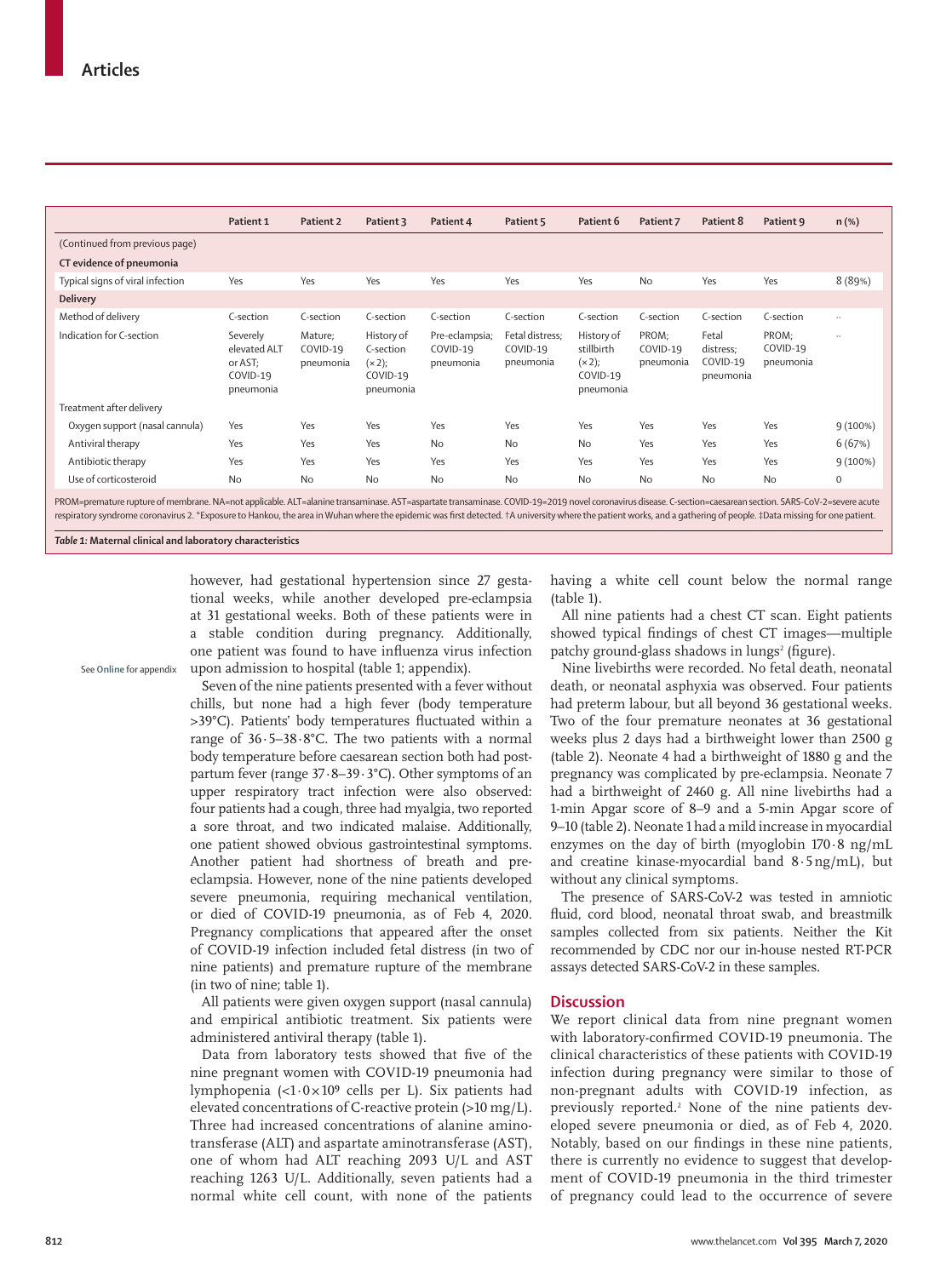| | Patient 1 | Patient 2 | Patient 3 | Patient 4 | Patient 5 | Patient 6 | Patient 7 | Patient 8 | Patient 9 | n (%) |
|---|---|---|---|---|---|---|---|---|---|---|
| (Continued from previous page) | | | | | | | | | | |
| **CT evidence of pneumonia** | | | | | | | | | | |
| Typical signs of viral infection | Yes | Yes | Yes | Yes | Yes | Yes | No | Yes | Yes | 8 (89%) |
| **Delivery** | | | | | | | | | | |
| Method of delivery | C-section | C-section | C-section | C-section | C-section | C-section | C-section | C-section | C-section | .. |
| Indication for C-section | Severely elevated ALT or AST; COVID-19 pneumonia | Mature; COVID-19 pneumonia | History of C-section (×2); COVID-19 pneumonia | Pre-eclampsia; COVID-19 pneumonia | Fetal distress; COVID-19 pneumonia | History of stillbirth (×2); COVID-19 pneumonia | PROM; COVID-19 pneumonia | Fetal distress; COVID-19 pneumonia | PROM; COVID-19 pneumonia | .. |
| Treatment after delivery | | | | | | | | | | |
| Oxygen support (nasal cannula) | Yes | Yes | Yes | Yes | Yes | Yes | Yes | Yes | Yes | 9 (100%) |
| Antiviral therapy | Yes | Yes | Yes | No | No | No | Yes | Yes | Yes | 6 (67%) |
| Antibiotic therapy | Yes | Yes | Yes | Yes | Yes | Yes | Yes | Yes | Yes | 9 (100%) |
| Use of corticosteroid | No | No | No | No | No | No | No | No | No | 0 |

PROM=premature rupture of membrane. NA=not applicable. ALT=alanine transaminase. AST=aspartate transaminase. COVID-19=2019 novel coronavirus disease. C-section=caesarean section. SARS-CoV-2=severe acute respiratory syndrome coronavirus 2. *Exposure to Hankou, the area in Wuhan where the epidemic was first detected. †A university where the patient works, and a gathering of people. ‡Data missing for one patient.

*Table 1:* **Maternal clinical and laboratory characteristics**

however, had gestational hypertension since 27 gestational weeks, while another developed pre-eclampsia at 31 gestational weeks. Both of these patients were in a stable condition during pregnancy. Additionally, one patient was found to have influenza virus infection upon admission to hospital (table 1; appendix).

See **Online** for appendix

Seven of the nine patients presented with a fever without chills, but none had a high fever (body temperature >39°C). Patients' body temperatures fluctuated within a range of 36·5–38·8°C. The two patients with a normal body temperature before caesarean section both had postpartum fever (range 37·8–39·3°C). Other symptoms of an upper respiratory tract infection were also observed: four patients had a cough, three had myalgia, two reported a sore throat, and two indicated malaise. Additionally, one patient showed obvious gastrointestinal symptoms. Another patient had shortness of breath and pre-eclampsia. However, none of the nine patients developed severe pneumonia, requiring mechanical ventilation, or died of COVID-19 pneumonia, as of Feb 4, 2020. Pregnancy complications that appeared after the onset of COVID-19 infection included fetal distress (in two of nine patients) and premature rupture of the membrane (in two of nine; table 1).

All patients were given oxygen support (nasal cannula) and empirical antibiotic treatment. Six patients were administered antiviral therapy (table 1).

Data from laboratory tests showed that five of the nine pregnant women with COVID-19 pneumonia had lymphopenia ($<1 \cdot 0 \times 10^9$ cells per L). Six patients had elevated concentrations of C-reactive protein (>10 mg/L). Three had increased concentrations of alanine aminotransferase (ALT) and aspartate aminotransferase (AST), one of whom had ALT reaching 2093 U/L and AST reaching 1263 U/L. Additionally, seven patients had a normal white cell count, with none of the patients having a white cell count below the normal range (table 1).

All nine patients had a chest CT scan. Eight patients showed typical findings of chest CT images—multiple patchy ground-glass shadows in lungs[2] (figure).

Nine livebirths were recorded. No fetal death, neonatal death, or neonatal asphyxia was observed. Four patients had preterm labour, but all beyond 36 gestational weeks. Two of the four premature neonates at 36 gestational weeks plus 2 days had a birthweight lower than 2500 g (table 2). Neonate 4 had a birthweight of 1880 g and the pregnancy was complicated by pre-eclampsia. Neonate 7 had a birthweight of 2460 g. All nine livebirths had a 1-min Apgar score of 8–9 and a 5-min Apgar score of 9–10 (table 2). Neonate 1 had a mild increase in myocardial enzymes on the day of birth (myoglobin 170·8 ng/mL and creatine kinase-myocardial band 8·5 ng/mL), but without any clinical symptoms.

The presence of SARS-CoV-2 was tested in amniotic fluid, cord blood, neonatal throat swab, and breastmilk samples collected from six patients. Neither the Kit recommended by CDC nor our in-house nested RT-PCR assays detected SARS-CoV-2 in these samples.

## Discussion

We report clinical data from nine pregnant women with laboratory-confirmed COVID-19 pneumonia. The clinical characteristics of these patients with COVID-19 infection during pregnancy were similar to those of non-pregnant adults with COVID-19 infection, as previously reported.[2] None of the nine patients developed severe pneumonia or died, as of Feb 4, 2020. Notably, based on our findings in these nine patients, there is currently no evidence to suggest that development of COVID-19 pneumonia in the third trimester of pregnancy could lead to the occurrence of severe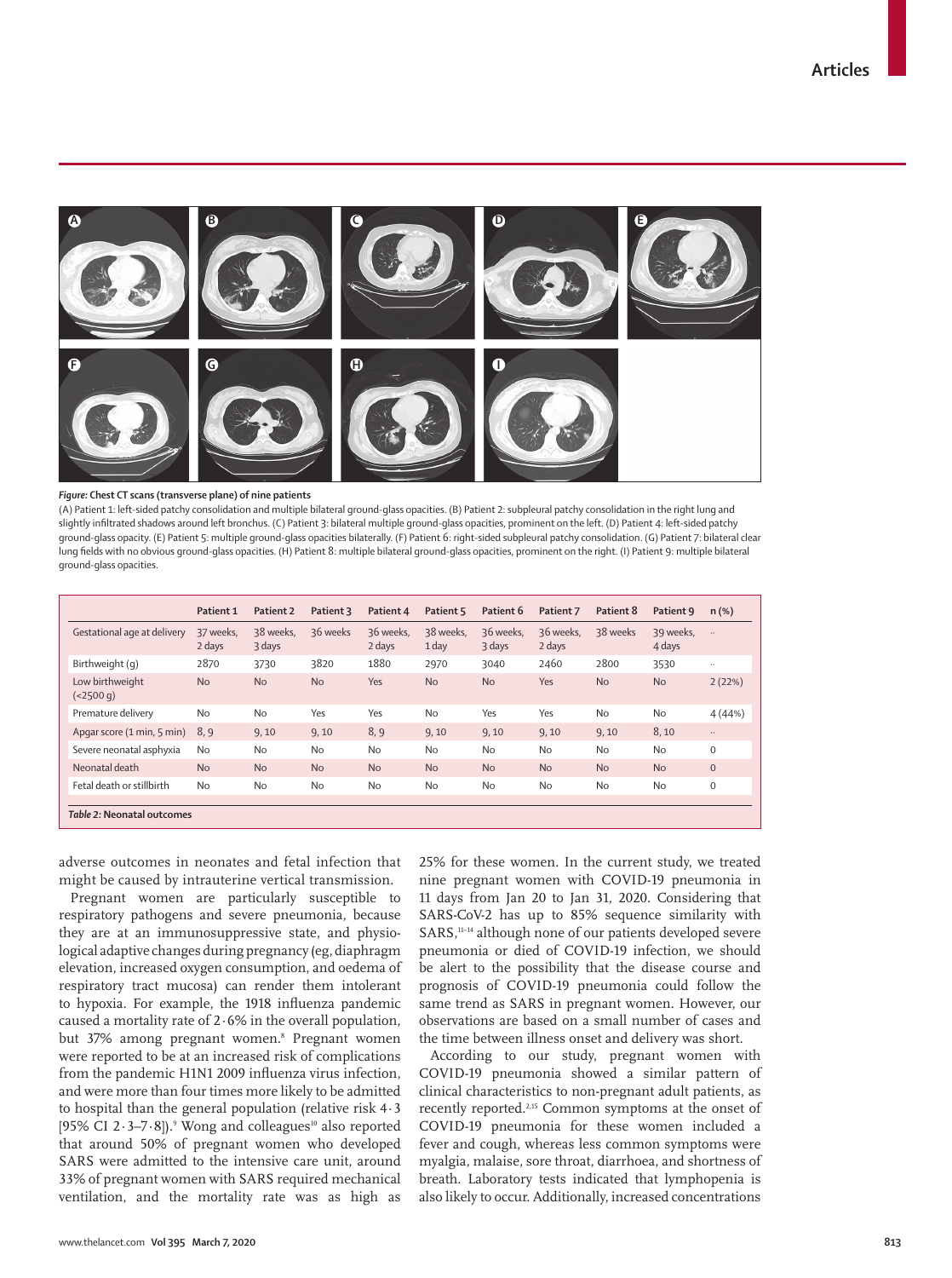*Figure:* **Chest CT scans (transverse plane) of nine patients**

(A) Patient 1: left-sided patchy consolidation and multiple bilateral ground-glass opacities. (B) Patient 2: subpleural patchy consolidation in the right lung and slightly infiltrated shadows around left bronchus. (C) Patient 3: bilateral multiple ground-glass opacities, prominent on the left. (D) Patient 4: left-sided patchy ground-glass opacity. (E) Patient 5: multiple ground-glass opacities bilaterally. (F) Patient 6: right-sided subpleural patchy consolidation. (G) Patient 7: bilateral clear lung fields with no obvious ground-glass opacities. (H) Patient 8: multiple bilateral ground-glass opacities, prominent on the right. (I) Patient 9: multiple bilateral ground-glass opacities.

| | Patient 1 | Patient 2 | Patient 3 | Patient 4 | Patient 5 | Patient 6 | Patient 7 | Patient 8 | Patient 9 | n (%) |
|---|---|---|---|---|---|---|---|---|---|---|
| Gestational age at delivery | 37 weeks, 2 days | 38 weeks, 3 days | 36 weeks | 36 weeks, 2 days | 38 weeks, 1 day | 36 weeks, 3 days | 36 weeks, 2 days | 38 weeks | 39 weeks, 4 days | .. |
| Birthweight (g) | 2870 | 3730 | 3820 | 1880 | 2970 | 3040 | 2460 | 2800 | 3530 | .. |
| Low birthweight (<2500 g) | No | No | No | Yes | No | No | Yes | No | No | 2 (22%) |
| Premature delivery | No | No | Yes | Yes | No | Yes | Yes | No | No | 4 (44%) |
| Apgar score (1 min, 5 min) | 8, 9 | 9, 10 | 9, 10 | 8, 9 | 9, 10 | 9, 10 | 9, 10 | 9, 10 | 8, 10 | .. |
| Severe neonatal asphyxia | No | No | No | No | No | No | No | No | No | 0 |
| Neonatal death | No | No | No | No | No | No | No | No | No | 0 |
| Fetal death or stillbirth | No | No | No | No | No | No | No | No | No | 0 |

*Table 2:* **Neonatal outcomes**

adverse outcomes in neonates and fetal infection that might be caused by intrauterine vertical transmission.

Pregnant women are particularly susceptible to respiratory pathogens and severe pneumonia, because they are at an immunosuppressive state, and physiological adaptive changes during pregnancy (eg, diaphragm elevation, increased oxygen consumption, and oedema of respiratory tract mucosa) can render them intolerant to hypoxia. For example, the 1918 influenza pandemic caused a mortality rate of 2·6% in the overall population, but 37% among pregnant women.[8] Pregnant women were reported to be at an increased risk of complications from the pandemic H1N1 2009 influenza virus infection, and were more than four times more likely to be admitted to hospital than the general population (relative risk 4·3 [95% CI 2·3–7·8]).[9] Wong and colleagues[10] also reported that around 50% of pregnant women who developed SARS were admitted to the intensive care unit, around 33% of pregnant women with SARS required mechanical ventilation, and the mortality rate was as high as 25% for these women. In the current study, we treated nine pregnant women with COVID-19 pneumonia in 11 days from Jan 20 to Jan 31, 2020. Considering that SARS-CoV-2 has up to 85% sequence similarity with SARS,[11–14] although none of our patients developed severe pneumonia or died of COVID-19 infection, we should be alert to the possibility that the disease course and prognosis of COVID-19 pneumonia could follow the same trend as SARS in pregnant women. However, our observations are based on a small number of cases and the time between illness onset and delivery was short.

According to our study, pregnant women with COVID-19 pneumonia showed a similar pattern of clinical characteristics to non-pregnant adult patients, as recently reported.[2,15] Common symptoms at the onset of COVID-19 pneumonia for these women included a fever and cough, whereas less common symptoms were myalgia, malaise, sore throat, diarrhoea, and shortness of breath. Laboratory tests indicated that lymphopenia is also likely to occur. Additionally, increased concentrations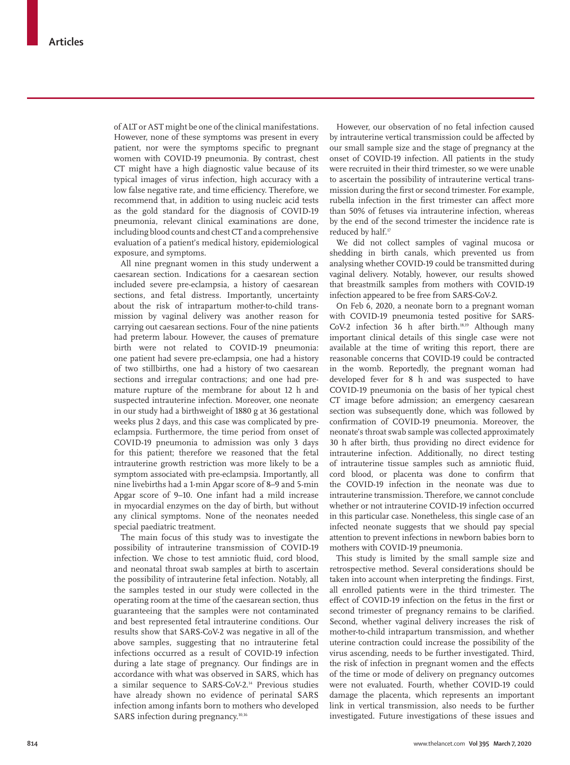of ALT or AST might be one of the clinical manifestations. However, none of these symptoms was present in every patient, nor were the symptoms specific to pregnant women with COVID-19 pneumonia. By contrast, chest CT might have a high diagnostic value because of its typical images of virus infection, high accuracy with a low false negative rate, and time efficiency. Therefore, we recommend that, in addition to using nucleic acid tests as the gold standard for the diagnosis of COVID-19 pneumonia, relevant clinical examinations are done, including blood counts and chest CT and a comprehensive evaluation of a patient's medical history, epidemiological exposure, and symptoms.

All nine pregnant women in this study underwent a caesarean section. Indications for a caesarean section included severe pre-eclampsia, a history of caesarean sections, and fetal distress. Importantly, uncertainty about the risk of intrapartum mother-to-child transmission by vaginal delivery was another reason for carrying out caesarean sections. Four of the nine patients had preterm labour. However, the causes of premature birth were not related to COVID-19 pneumonia: one patient had severe pre-eclampsia, one had a history of two stillbirths, one had a history of two caesarean sections and irregular contractions; and one had premature rupture of the membrane for about 12 h and suspected intrauterine infection. Moreover, one neonate in our study had a birthweight of 1880 g at 36 gestational weeks plus 2 days, and this case was complicated by pre-eclampsia. Furthermore, the time period from onset of COVID-19 pneumonia to admission was only 3 days for this patient; therefore we reasoned that the fetal intrauterine growth restriction was more likely to be a symptom associated with pre-eclampsia. Importantly, all nine livebirths had a 1-min Apgar score of 8–9 and 5-min Apgar score of 9–10. One infant had a mild increase in myocardial enzymes on the day of birth, but without any clinical symptoms. None of the neonates needed special paediatric treatment.

The main focus of this study was to investigate the possibility of intrauterine transmission of COVID-19 infection. We chose to test amniotic fluid, cord blood, and neonatal throat swab samples at birth to ascertain the possibility of intrauterine fetal infection. Notably, all the samples tested in our study were collected in the operating room at the time of the caesarean section, thus guaranteeing that the samples were not contaminated and best represented fetal intrauterine conditions. Our results show that SARS-CoV-2 was negative in all of the above samples, suggesting that no intrauterine fetal infections occurred as a result of COVID-19 infection during a late stage of pregnancy. Our findings are in accordance with what was observed in SARS, which has a similar sequence to SARS-CoV-2.[14] Previous studies have already shown no evidence of perinatal SARS infection among infants born to mothers who developed SARS infection during pregnancy.[10,16]

However, our observation of no fetal infection caused by intrauterine vertical transmission could be affected by our small sample size and the stage of pregnancy at the onset of COVID-19 infection. All patients in the study were recruited in their third trimester, so we were unable to ascertain the possibility of intrauterine vertical transmission during the first or second trimester. For example, rubella infection in the first trimester can affect more than 50% of fetuses via intrauterine infection, whereas by the end of the second trimester the incidence rate is reduced by half.[17]

We did not collect samples of vaginal mucosa or shedding in birth canals, which prevented us from analysing whether COVID-19 could be transmitted during vaginal delivery. Notably, however, our results showed that breastmilk samples from mothers with COVID-19 infection appeared to be free from SARS-CoV-2.

On Feb 6, 2020, a neonate born to a pregnant woman with COVID-19 pneumonia tested positive for SARS-CoV-2 infection 36 h after birth.[18,19] Although many important clinical details of this single case were not available at the time of writing this report, there are reasonable concerns that COVID-19 could be contracted in the womb. Reportedly, the pregnant woman had developed fever for 8 h and was suspected to have COVID-19 pneumonia on the basis of her typical chest CT image before admission; an emergency caesarean section was subsequently done, which was followed by confirmation of COVID-19 pneumonia. Moreover, the neonate's throat swab sample was collected approximately 30 h after birth, thus providing no direct evidence for intrauterine infection. Additionally, no direct testing of intrauterine tissue samples such as amniotic fluid, cord blood, or placenta was done to confirm that the COVID-19 infection in the neonate was due to intrauterine transmission. Therefore, we cannot conclude whether or not intrauterine COVID-19 infection occurred in this particular case. Nonetheless, this single case of an infected neonate suggests that we should pay special attention to prevent infections in newborn babies born to mothers with COVID-19 pneumonia.

This study is limited by the small sample size and retrospective method. Several considerations should be taken into account when interpreting the findings. First, all enrolled patients were in the third trimester. The effect of COVID-19 infection on the fetus in the first or second trimester of pregnancy remains to be clarified. Second, whether vaginal delivery increases the risk of mother-to-child intrapartum transmission, and whether uterine contraction could increase the possibility of the virus ascending, needs to be further investigated. Third, the risk of infection in pregnant women and the effects of the time or mode of delivery on pregnancy outcomes were not evaluated. Fourth, whether COVID-19 could damage the placenta, which represents an important link in vertical transmission, also needs to be further investigated. Future investigations of these issues and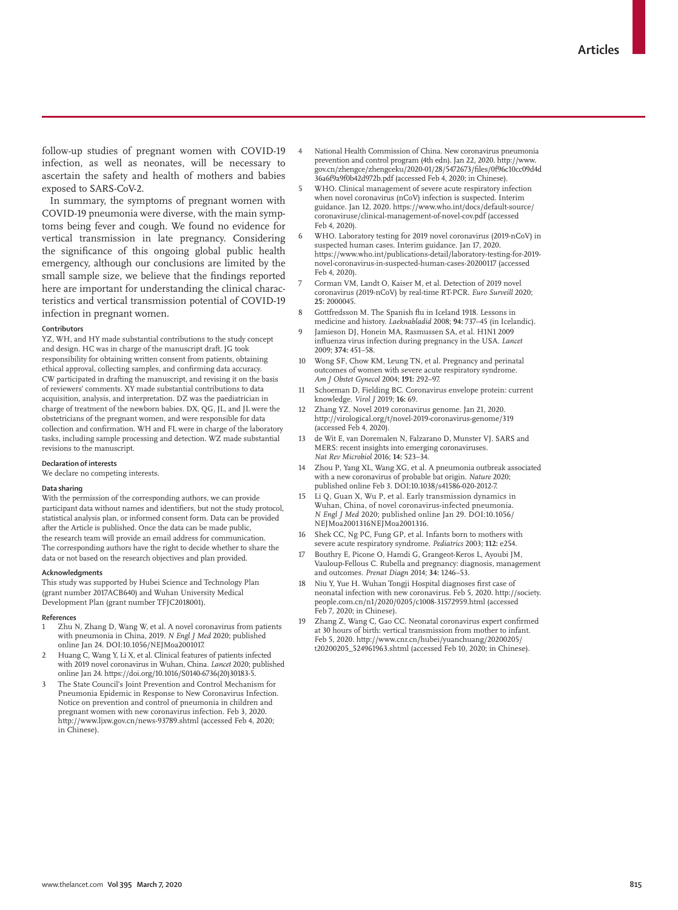follow-up studies of pregnant women with COVID-19 infection, as well as neonates, will be necessary to ascertain the safety and health of mothers and babies exposed to SARS-CoV-2.

In summary, the symptoms of pregnant women with COVID-19 pneumonia were diverse, with the main symptoms being fever and cough. We found no evidence for vertical transmission in late pregnancy. Considering the significance of this ongoing global public health emergency, although our conclusions are limited by the small sample size, we believe that the findings reported here are important for understanding the clinical characteristics and vertical transmission potential of COVID-19 infection in pregnant women.

#### Contributors

YZ, WH, and HY made substantial contributions to the study concept and design. HC was in charge of the manuscript draft. JG took responsibility for obtaining written consent from patients, obtaining ethical approval, collecting samples, and confirming data accuracy. CW participated in drafting the manuscript, and revising it on the basis of reviewers' comments. XY made substantial contributions to data acquisition, analysis, and interpretation. DZ was the paediatrician in charge of treatment of the newborn babies. DX, QG, JL, and JL were the obstetricians of the pregnant women, and were responsible for data collection and confirmation. WH and FL were in charge of the laboratory tasks, including sample processing and detection. WZ made substantial revisions to the manuscript.

#### Declaration of interests

We declare no competing interests.

#### Data sharing

With the permission of the corresponding authors, we can provide participant data without names and identifiers, but not the study protocol, statistical analysis plan, or informed consent form. Data can be provided after the Article is published. Once the data can be made public, the research team will provide an email address for communication. The corresponding authors have the right to decide whether to share the data or not based on the research objectives and plan provided.

#### Acknowledgments

This study was supported by Hubei Science and Technology Plan (grant number 2017ACB640) and Wuhan University Medical Development Plan (grant number TFJC2018001).

#### References

1. Zhu N, Zhang D, Wang W, et al. A novel coronavirus from patients with pneumonia in China, 2019. *N Engl J Med* 2020; published online Jan 24. DOI:10.1056/NEJMoa2001017.
2. Huang C, Wang Y, Li X, et al. Clinical features of patients infected with 2019 novel coronavirus in Wuhan, China. *Lancet* 2020; published online Jan 24. https://doi.org/10.1016/S0140-6736(20)30183-5.
3. The State Council's Joint Prevention and Control Mechanism for Pneumonia Epidemic in Response to New Coronavirus Infection. Notice on prevention and control of pneumonia in children and pregnant women with new coronavirus infection. Feb 3, 2020. http://www.ljxw.gov.cn/news-93789.shtml (accessed Feb 4, 2020; in Chinese).
4. National Health Commission of China. New coronavirus pneumonia prevention and control program (4th edn). Jan 22, 2020. http://www.gov.cn/zhengce/zhengceku/2020-01/28/5472673/files/0f96c10cc09d4d36a6f9a9f0b42d972b.pdf (accessed Feb 4, 2020; in Chinese).
5. WHO. Clinical management of severe acute respiratory infection when novel coronavirus (nCoV) infection is suspected. Interim guidance. Jan 12, 2020. https://www.who.int/docs/default-source/coronaviruse/clinical-management-of-novel-cov.pdf (accessed Feb 4, 2020).
6. WHO. Laboratory testing for 2019 novel coronavirus (2019-nCoV) in suspected human cases. Interim guidance. Jan 17, 2020. https://www.who.int/publications-detail/laboratory-testing-for-2019-novel-coronavirus-in-suspected-human-cases-20200117 (accessed Feb 4, 2020).
7. Corman VM, Landt O, Kaiser M, et al. Detection of 2019 novel coronavirus (2019-nCoV) by real-time RT-PCR. *Euro Surveill* 2020; **25:** 2000045.
8. Gottfredsson M. The Spanish flu in Iceland 1918. Lessons in medicine and history. *Laeknabladid* 2008; **94:** 737–45 (in Icelandic).
9. Jamieson DJ, Honein MA, Rasmussen SA, et al. H1N1 2009 influenza virus infection during pregnancy in the USA. *Lancet* 2009; **374:** 451–58.
10. Wong SF, Chow KM, Leung TN, et al. Pregnancy and perinatal outcomes of women with severe acute respiratory syndrome. *Am J Obstet Gynecol* 2004; **191:** 292–97.
11. Schoeman D, Fielding BC. Coronavirus envelope protein: current knowledge. *Virol J* 2019; **16:** 69.
12. Zhang YZ. Novel 2019 coronavirus genome. Jan 21, 2020. http://virological.org/t/novel-2019-coronavirus-genome/319 (accessed Feb 4, 2020).
13. de Wit E, van Doremalen N, Falzarano D, Munster VJ. SARS and MERS: recent insights into emerging coronaviruses. *Nat Rev Microbiol* 2016; **14:** 523–34.
14. Zhou P, Yang XL, Wang XG, et al. A pneumonia outbreak associated with a new coronavirus of probable bat origin. *Nature* 2020; published online Feb 3. DOI:10.1038/s41586-020-2012-7.
15. Li Q, Guan X, Wu P, et al. Early transmission dynamics in Wuhan, China, of novel coronavirus-infected pneumonia. *N Engl J Med* 2020; published online Jan 29. DOI:10.1056/NEJMoa2001316NEJMoa2001316.
16. Shek CC, Ng PC, Fung GP, et al. Infants born to mothers with severe acute respiratory syndrome. *Pediatrics* 2003; **112:** e254.
17. Bouthry E, Picone O, Hamdi G, Grangeot-Keros L, Ayoubi JM, Vauloup-Fellous C. Rubella and pregnancy: diagnosis, management and outcomes. *Prenat Diagn* 2014; **34:** 1246–53.
18. Niu Y, Yue H. Wuhan Tongji Hospital diagnoses first case of neonatal infection with new coronavirus. Feb 5, 2020. http://society.people.com.cn/n1/2020/0205/c1008-31572959.html (accessed Feb 7, 2020; in Chinese).
19. Zhang Z, Wang C, Gao CC. Neonatal coronavirus expert confirmed at 30 hours of birth: vertical transmission from mother to infant. Feb 5, 2020. http://www.cnr.cn/hubei/yuanchuang/20200205/t20200205_524961963.shtml (accessed Feb 10, 2020; in Chinese).